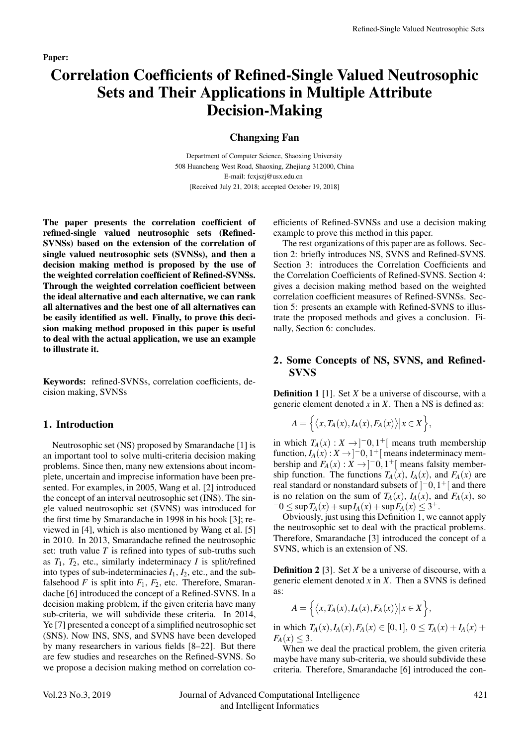Paper:

# Correlation Coefficients of Refined-Single Valued Neutrosophic Sets and Their Applications in Multiple Attribute Decision-Making

**Changxing Fan**

Department of Computer Science, Shaoxing University
508 Huancheng West Road, Shaoxing, Zhejiang 312000, China
E-mail: fcxjszj@usx.edu.cn
[Received July 21, 2018; accepted October 19, 2018]

**The paper presents the correlation coefficient of refined-single valued neutrosophic sets (Refined-SVNSs) based on the extension of the correlation of single valued neutrosophic sets (SVNSs), and then a decision making method is proposed by the use of the weighted correlation coefficient of Refined-SVNSs. Through the weighted correlation coefficient between the ideal alternative and each alternative, we can rank all alternatives and the best one of all alternatives can be easily identified as well. Finally, to prove this decision making method proposed in this paper is useful to deal with the actual application, we use an example to illustrate it.**

**Keywords:** refined-SVNSs, correlation coefficients, decision making, SVNSs

## 1. Introduction

Neutrosophic set (NS) proposed by Smarandache [1] is an important tool to solve multi-criteria decision making problems. Since then, many new extensions about incomplete, uncertain and imprecise information have been presented. For examples, in 2005, Wang et al. [2] introduced the concept of an interval neutrosophic set (INS). The single valued neutrosophic set (SVNS) was introduced for the first time by Smarandache in 1998 in his book [3]; reviewed in [4], which is also mentioned by Wang et al. [5] in 2010. In 2013, Smarandache refined the neutrosophic set: truth value $T$ is refined into types of sub-truths such as $T_1$, $T_2$, etc., similarly indeterminacy $I$ is split/refined into types of sub-indeterminacies $I_1$, $I_2$, etc., and the sub-falsehood $F$ is split into $F_1$, $F_2$, etc. Therefore, Smarandache [6] introduced the concept of a Refined-SVNS. In a decision making problem, if the given criteria have many sub-criteria, we will subdivide these criteria. In 2014, Ye [7] presented a concept of a simplified neutrosophic set (SNS). Now INS, SNS, and SVNS have been developed by many researchers in various fields [8–22]. But there are few studies and researches on the Refined-SVNS. So we propose a decision making method on correlation coefficients of Refined-SVNSs and use a decision making example to prove this method in this paper.

The rest organizations of this paper are as follows. Section 2: briefly introduces NS, SVNS and Refined-SVNS. Section 3: introduces the Correlation Coefficients and the Correlation Coefficients of Refined-SVNS. Section 4: gives a decision making method based on the weighted correlation coefficient measures of Refined-SVNSs. Section 5: presents an example with Refined-SVNS to illustrate the proposed methods and gives a conclusion. Finally, Section 6: concludes.

## 2. Some Concepts of NS, SVNS, and Refined-SVNS

**Definition 1** [1]. Set $X$ be a universe of discourse, with a generic element denoted $x$ in $X$. Then a NS is defined as:

$$A = \left\{ \left\langle x, T_A(x), I_A(x), F_A(x) \right\rangle \middle| x \in X \right\},$$

in which $T_A(x) : X \to ]^-0, 1^+[$ means truth membership function, $I_A(x) : X \to ]^-0, 1^+[$ means indeterminacy membership and $F_A(x) : X \to ]^-0, 1^+[$ means falsity membership function. The functions $T_A(x)$, $I_A(x)$, and $F_A(x)$ are real standard or nonstandard subsets of $]^-0, 1^+[$ and there is no relation on the sum of $T_A(x)$, $I_A(x)$, and $F_A(x)$, so $^-0 \leq \sup T_A(x) + \sup I_A(x) + \sup F_A(x) \leq 3^+$.

Obviously, just using this Definition 1, we cannot apply the neutrosophic set to deal with the practical problems. Therefore, Smarandache [3] introduced the concept of a SVNS, which is an extension of NS.

**Definition 2** [3]. Set $X$ be a universe of discourse, with a generic element denoted $x$ in $X$. Then a SVNS is defined as:

$$A = \left\{ \left\langle x, T_A(x), I_A(x), F_A(x) \right\rangle \middle| x \in X \right\},$$

in which $T_A(x), I_A(x), F_A(x) \in [0, 1]$, $0 \leq T_A(x) + I_A(x) + F_A(x) \leq 3$.

When we deal the practical problem, the given criteria maybe have many sub-criteria, we should subdivide these criteria. Therefore, Smarandache [6] introduced the con-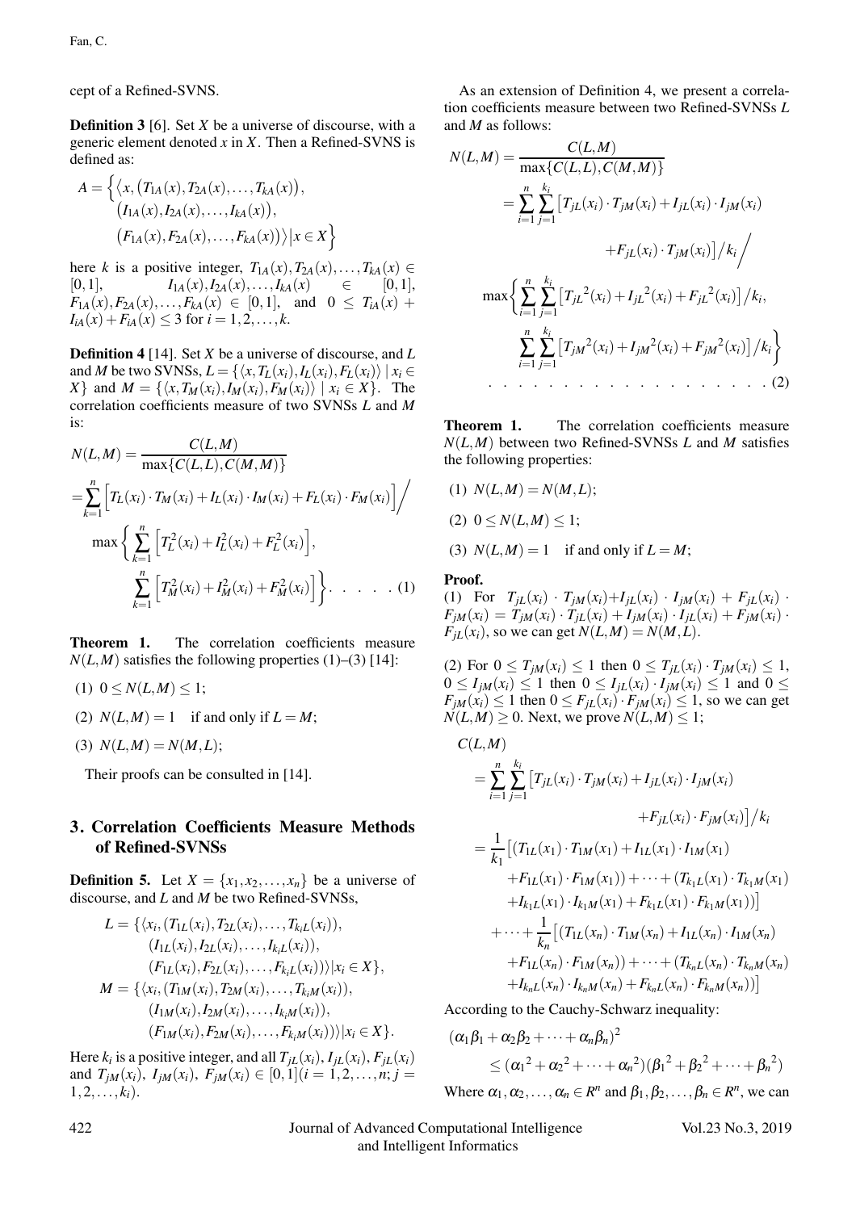cept of a Refined-SVNS.

**Definition 3** [6]. Set $X$ be a universe of discourse, with a generic element denoted $x$ in $X$. Then a Refined-SVNS is defined as:

$$A = \Big\{ \big\langle x, \big(T_{1A}(x), T_{2A}(x), \ldots, T_{kA}(x)\big), \big(I_{1A}(x), I_{2A}(x), \ldots, I_{kA}(x)\big), \big(F_{1A}(x), F_{2A}(x), \ldots, F_{kA}(x)\big)\big\rangle \big| x \in X \Big\}$$

here $k$ is a positive integer, $T_{1A}(x), T_{2A}(x), \ldots, T_{kA}(x) \in [0,1]$, $I_{1A}(x), I_{2A}(x), \ldots, I_{kA}(x) \in [0,1]$, $F_{1A}(x), F_{2A}(x), \ldots, F_{kA}(x) \in [0,1]$, and $0 \leq T_{iA}(x) + I_{iA}(x) + F_{iA}(x) \leq 3$ for $i = 1, 2, \ldots, k$.

**Definition 4** [14]. Set $X$ be a universe of discourse, and $L$ and $M$ be two SVNSs, $L = \{\langle x, T_L(x_i), I_L(x_i), F_L(x_i)\rangle \mid x_i \in X\}$ and $M = \{\langle x, T_M(x_i), I_M(x_i), F_M(x_i)\rangle \mid x_i \in X\}$. The correlation coefficients measure of two SVNSs $L$ and $M$ is:

$$N(L,M) = \frac{C(L,M)}{\max\{C(L,L), C(M,M)\}}$$
$$= \sum_{k=1}^{n} \Big[T_L(x_i) \cdot T_M(x_i) + I_L(x_i) \cdot I_M(x_i) + F_L(x_i) \cdot F_M(x_i)\Big] \Big/ \max\left\{ \sum_{k=1}^{n} \Big[T_L^2(x_i) + I_L^2(x_i) + F_L^2(x_i)\Big], \sum_{k=1}^{n} \Big[T_M^2(x_i) + I_M^2(x_i) + F_M^2(x_i)\Big] \right\}. \quad (1)$$

**Theorem 1.** The correlation coefficients measure $N(L,M)$ satisfies the following properties (1)–(3) [14]:

(1) $0 \leq N(L,M) \leq 1$;

(2) $N(L,M) = 1$ if and only if $L = M$;

(3) $N(L,M) = N(M,L)$;

Their proofs can be consulted in [14].

## 3. Correlation Coefficients Measure Methods of Refined-SVNSs

**Definition 5.** Let $X = \{x_1, x_2, \ldots, x_n\}$ be a universe of discourse, and $L$ and $M$ be two Refined-SVNSs,

$$L = \{\langle x_i, (T_{1L}(x_i), T_{2L}(x_i), \ldots, T_{k_iL}(x_i)), (I_{1L}(x_i), I_{2L}(x_i), \ldots, I_{k_iL}(x_i)), (F_{1L}(x_i), F_{2L}(x_i), \ldots, F_{k_iL}(x_i))\rangle | x_i \in X\},$$
$$M = \{\langle x_i, (T_{1M}(x_i), T_{2M}(x_i), \ldots, T_{k_iM}(x_i)), (I_{1M}(x_i), I_{2M}(x_i), \ldots, I_{k_iM}(x_i)), (F_{1M}(x_i), F_{2M}(x_i), \ldots, F_{k_iM}(x_i))\rangle | x_i \in X\}.$$

Here $k_i$ is a positive integer, and all $T_{jL}(x_i), I_{jL}(x_i), F_{jL}(x_i)$ and $T_{jM}(x_i)$, $I_{jM}(x_i)$, $F_{jM}(x_i) \in [0,1] (i = 1, 2, \ldots, n; j = 1, 2, \ldots, k_i)$.

As an extension of Definition 4, we present a correlation coefficients measure between two Refined-SVNSs $L$ and $M$ as follows:

$$N(L,M) = \frac{C(L,M)}{\max\{C(L,L), C(M,M)\}}$$
$$= \sum_{i=1}^{n}\sum_{j=1}^{k_i} \big[T_{jL}(x_i) \cdot T_{jM}(x_i) + I_{jL}(x_i) \cdot I_{jM}(x_i) + F_{jL}(x_i) \cdot T_{jM}(x_i)\big] \big/ k_i \Big/ \max\left\{ \sum_{i=1}^{n}\sum_{j=1}^{k_i} \big[{T_{jL}}^2(x_i) + {I_{jL}}^2(x_i) + {F_{jL}}^2(x_i)\big] \big/ k_i, \sum_{i=1}^{n}\sum_{j=1}^{k_i} \big[{T_{jM}}^2(x_i) + {I_{jM}}^2(x_i) + {F_{jM}}^2(x_i)\big] \big/ k_i \right\} \quad (2)$$

**Theorem 1.** The correlation coefficients measure $N(L,M)$ between two Refined-SVNSs $L$ and $M$ satisfies the following properties:

(1) $N(L,M) = N(M,L)$;

(2) $0 \leq N(L,M) \leq 1$;

(3) $N(L,M) = 1$ if and only if $L = M$;

**Proof.**

(1) For $T_{jL}(x_i) \cdot T_{jM}(x_i) + I_{jL}(x_i) \cdot I_{jM}(x_i) + F_{jL}(x_i) \cdot F_{jM}(x_i) = T_{jM}(x_i) \cdot T_{jL}(x_i) + I_{jM}(x_i) \cdot I_{jL}(x_i) + F_{jM}(x_i) \cdot F_{jL}(x_i)$, so we can get $N(L,M) = N(M,L)$.

(2) For $0 \leq T_{jM}(x_i) \leq 1$ then $0 \leq T_{jL}(x_i) \cdot T_{jM}(x_i) \leq 1$, $0 \leq I_{jM}(x_i) \leq 1$ then $0 \leq I_{jL}(x_i) \cdot I_{jM}(x_i) \leq 1$ and $0 \leq F_{jM}(x_i) \leq 1$ then $0 \leq F_{jL}(x_i) \cdot F_{jM}(x_i) \leq 1$, so we can get $N(L,M) \geq 0$. Next, we prove $N(L,M) \leq 1$;

$$C(L,M) = \sum_{i=1}^{n}\sum_{j=1}^{k_i} \big[T_{jL}(x_i) \cdot T_{jM}(x_i) + I_{jL}(x_i) \cdot I_{jM}(x_i) + F_{jL}(x_i) \cdot F_{jM}(x_i)\big] \big/ k_i$$
$$= \frac{1}{k_1}\big[(T_{1L}(x_1) \cdot T_{1M}(x_1) + I_{1L}(x_1) \cdot I_{1M}(x_1) + F_{1L}(x_1) \cdot F_{1M}(x_1)) + \cdots + (T_{k_1L}(x_1) \cdot T_{k_1M}(x_1) + I_{k_1L}(x_1) \cdot I_{k_1M}(x_1) + F_{k_1L}(x_1) \cdot F_{k_1M}(x_1))\big]$$
$$+ \cdots + \frac{1}{k_n}\big[(T_{1L}(x_n) \cdot T_{1M}(x_n) + I_{1L}(x_n) \cdot I_{1M}(x_n) + F_{1L}(x_n) \cdot F_{1M}(x_n)) + \cdots + (T_{k_nL}(x_n) \cdot T_{k_nM}(x_n) + I_{k_nL}(x_n) \cdot I_{k_nM}(x_n) + F_{k_nL}(x_n) \cdot F_{k_nM}(x_n))\big]$$

According to the Cauchy-Schwarz inequality:

$$(\alpha_1\beta_1 + \alpha_2\beta_2 + \cdots + \alpha_n\beta_n)^2 \leq ({\alpha_1}^2 + {\alpha_2}^2 + \cdots + {\alpha_n}^2)({\beta_1}^2 + {\beta_2}^2 + \cdots + {\beta_n}^2)$$

Where $\alpha_1, \alpha_2, \ldots, \alpha_n \in R^n$ and $\beta_1, \beta_2, \ldots, \beta_n \in R^n$, we can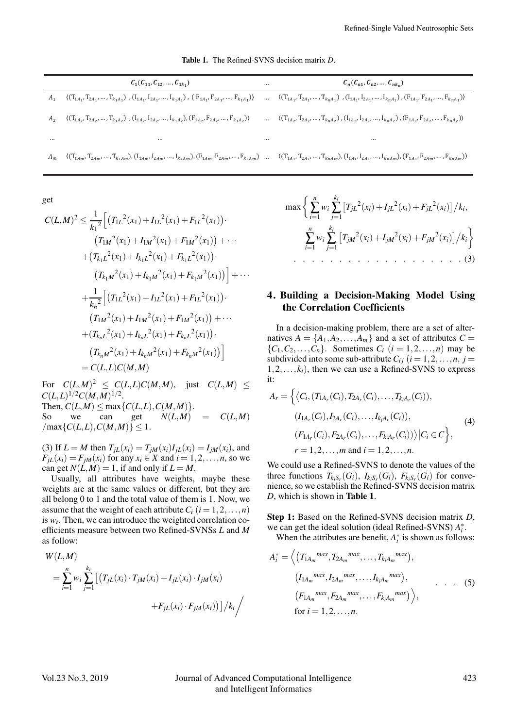**Table 1.** The Refined-SVNS decision matrix $D$.

| | $C_1(C_{11}, C_{12}, \ldots, C_{1k_1})$ | ... | $C_n(C_{n1}, C_{n2}, \ldots, C_{nk_n})$ |
|---|---|---|---|
| $A_1$ | $\langle(T_{1A_1}, T_{2A_1}, \ldots, T_{k_1A_1}), (I_{1A_1}, I_{2A_1}, \ldots, I_{k_1A_1}), (F_{1A_1}, F_{2A_1}, \ldots, F_{k_1A_1})\rangle$ | ... | $\langle(T_{1A_1}, T_{2A_1}, \ldots, T_{k_nA_1}), (I_{1A_1}, I_{2A_1}, \ldots, I_{k_nA_1}), (F_{1A_1}, F_{2A_1}, \ldots, F_{k_nA_1})\rangle$ |
| $A_2$ | $\langle(T_{1A_2}, T_{2A_2}, \ldots, T_{k_1A_2}), (I_{1A_2}, I_{2A_2}, \ldots, I_{k_1A_2}), (F_{1A_2}, F_{2A_2}, \ldots, F_{k_1A_2})\rangle$ | ... | $\langle(T_{1A_2}, T_{2A_2}, \ldots, T_{k_nA_2}), (I_{1A_2}, I_{2A_2}, \ldots, I_{k_nA_2}), (F_{1A_2}, F_{2A_2}, \ldots, F_{k_nA_2})\rangle$ |
| ... | ... | ... | ... |
| $A_m$ | $\langle(T_{1A_m}, T_{2A_m}, \ldots, T_{k_1A_m}), (I_{1A_m}, I_{2A_m}, \ldots, I_{k_1A_m}), (F_{1A_m}, F_{2A_m}, \ldots, F_{k_1A_m})$ | ... | $\langle(T_{1A_1}, T_{2A_1}, \ldots, T_{k_nA_m}), (I_{1A_1}, I_{2A_1}, \ldots, I_{k_nA_m}), (F_{1A_1}, F_{2A_m}, \ldots, F_{k_nA_m})\rangle$ |

get

$$
\begin{aligned}
C(L,M)^2 \leq \frac{1}{{k_1}^2}\Big[&\big({T_{1L}}^2(x_1)+{I_{1L}}^2(x_1)+{F_{1L}}^2(x_1)\big)\cdot \\
&\big({T_{1M}}^2(x_1)+{I_{1M}}^2(x_1)+{F_{1M}}^2(x_1)\big)+\cdots \\
&+\big({T_{k_1L}}^2(x_1)+{I_{k_1L}}^2(x_1)+{F_{k_1L}}^2(x_1)\big)\cdot \\
&\big({T_{k_1M}}^2(x_1)+{I_{k_1M}}^2(x_1)+{F_{k_1M}}^2(x_1)\big)\Big]+\cdots \\
+\frac{1}{{k_n}^2}\Big[&\big({T_{1L}}^2(x_1)+{I_{1L}}^2(x_1)+{F_{1L}}^2(x_1)\big)\cdot \\
&\big({T_{1M}}^2(x_1)+{I_{1M}}^2(x_1)+{F_{1M}}^2(x_1)\big)+\cdots \\
&+\big({T_{k_nL}}^2(x_1)+{I_{k_nL}}^2(x_1)+{F_{k_nL}}^2(x_1)\big)\cdot \\
&\big({T_{k_nM}}^2(x_1)+{I_{k_nM}}^2(x_1)+{F_{k_nM}}^2(x_1)\big)\Big] \\
= C(L,L)&C(M,M)
\end{aligned}
$$

For $C(L,M)^2 \leq C(L,L)C(M,M)$, just $C(L,M) \leq C(L,L)^{1/2}C(M,M)^{1/2}$.
Then, $C(L,M) \leq \max\{C(L,L), C(M,M)\}$.
So we can get $N(L,M) = C(L,M) / \max\{C(L,L), C(M,M)\} \leq 1$.

(3) If $L = M$ then $T_{jL}(x_i) = T_{jM}(x_i) I_{jL}(x_i) = I_{jM}(x_i)$, and $F_{jL}(x_i) = F_{jM}(x_i)$ for any $x_i \in X$ and $i = 1, 2, \ldots, n$, so we can get $N(L,M) = 1$, if and only if $L = M$.

Usually, all attributes have weights, maybe these weights are at the same values or different, but they are all belong 0 to 1 and the total value of them is 1. Now, we assume that the weight of each attribute $C_i$ $(i = 1, 2, \ldots, n)$ is $w_i$. Then, we can introduce the weighted correlation coefficients measure between two Refined-SVNSs $L$ and $M$ as follow:

$$
\begin{aligned}
&W(L,M) \\
&= \sum_{i=1}^{n} w_i \sum_{j=1}^{k_i} \big[\big(T_{jL}(x_i)\cdot T_{jM}(x_i) + I_{jL}(x_i)\cdot I_{jM}(x_i) \\
&\qquad + F_{jL}(x_i)\cdot F_{jM}(x_i)\big)\big]/k_i \Big/ \\
&\max\Big\{\sum_{i=1}^{n} w_i \sum_{j=1}^{k_i}\big[{T_{jL}}^2(x_i)+{I_{jL}}^2(x_i)+{F_{jL}}^2(x_i)\big]/k_i, \\
&\qquad \sum_{i=1}^{n} w_i \sum_{j=1}^{k_i}\big[{T_{jM}}^2(x_i)+{I_{jM}}^2(x_i)+{F_{jM}}^2(x_i)\big]/k_i\Big\} \quad (3)
\end{aligned}
$$

## 4. Building a Decision-Making Model Using the Correlation Coefficients

In a decision-making problem, there are a set of alternatives $A = \{A_1, A_2, \ldots, A_m\}$ and a set of attributes $C = \{C_1, C_2, \ldots, C_n\}$. Sometimes $C_i$ $(i = 1, 2, \ldots, n)$ may be subdivided into some sub-attribute $C_{ij}$ $(i = 1, 2, \ldots, n,\ j = 1, 2, \ldots, k_i)$, then we can use a Refined-SVNS to express it:

$$
\begin{aligned}
A_r = \Big\{\big\langle C_i, &(T_{1A_r}(C_i), T_{2A_r}(C_i), \ldots, T_{k_iA_r}(C_i)), \\
&(I_{1A_r}(C_i), I_{2A_r}(C_i), \ldots, I_{k_iA_r}(C_i)), \\
&(F_{1A_r}(C_i), F_{2A_r}(C_i), \ldots, F_{k_iA_r}(C_i))\big\rangle \big| C_i \in C\Big\}, \\
&r = 1, 2, \ldots, m \text{ and } i = 1, 2, \ldots, n.
\end{aligned} \quad (4)
$$

We could use a Refined-SVNS to denote the values of the three functions $T_{k_iS_r}(G_i)$, $I_{k_iS_r}(G_i)$, $F_{k_iS_r}(G_i)$ for convenience, so we establish the Refined-SVNS decision matrix $D$, which is shown in **Table 1**.

**Step 1:** Based on the Refined-SVNS decision matrix $D$, we can get the ideal solution (ideal Refined-SVNS) $A_i^*$.

When the attributes are benefit, $A_i^*$ is shown as follows:

$$
\begin{aligned}
A_i^* = \Big\langle &\big({T_{1A_m}}^{max}, {T_{2A_m}}^{max}, \ldots, {T_{k_iA_m}}^{max}\big), \\
&\big({I_{1A_m}}^{max}, {I_{2A_m}}^{max}, \ldots, {I_{k_iA_m}}^{max}\big), \\
&\big({F_{1A_m}}^{max}, {F_{2A_m}}^{max}, \ldots, {F_{k_iA_m}}^{max}\big)\Big\rangle, \\
&\text{for } i = 1, 2, \ldots, n.
\end{aligned} \quad (5)
$$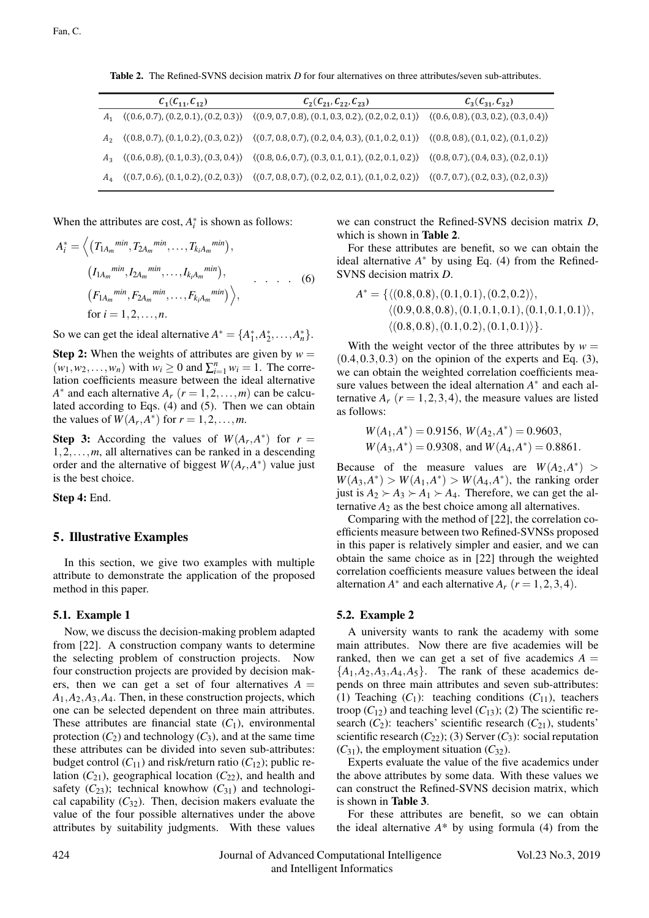**Table 2.** The Refined-SVNS decision matrix $D$ for four alternatives on three attributes/seven sub-attributes.

| | $C_1(C_{11}, C_{12})$ | $C_2(C_{21}, C_{22}, C_{23})$ | $C_3(C_{31}, C_{32})$ |
|---|---|---|---|
| $A_1$ | $\langle(0.6, 0.7), (0.2, 0.1), (0.2, 0.3)\rangle$ | $\langle(0.9, 0.7, 0.8), (0.1, 0.3, 0.2), (0.2, 0.2, 0.1)\rangle$ | $\langle(0.6, 0.8), (0.3, 0.2), (0.3, 0.4)\rangle$ |
| $A_2$ | $\langle(0.8, 0.7), (0.1, 0.2), (0.3, 0.2)\rangle$ | $\langle(0.7, 0.8, 0.7), (0.2, 0.4, 0.3), (0.1, 0.2, 0.1)\rangle$ | $\langle(0.8, 0.8), (0.1, 0.2), (0.1, 0.2)\rangle$ |
| $A_3$ | $\langle(0.6, 0.8), (0.1, 0.3), (0.3, 0.4)\rangle$ | $\langle(0.8, 0.6, 0.7), (0.3, 0.1, 0.1), (0.2, 0.1, 0.2)\rangle$ | $\langle(0.8, 0.7), (0.4, 0.3), (0.2, 0.1)\rangle$ |
| $A_4$ | $\langle(0.7, 0.6), (0.1, 0.2), (0.2, 0.3)\rangle$ | $\langle(0.7, 0.8, 0.7), (0.2, 0.2, 0.1), (0.1, 0.2, 0.2)\rangle$ | $\langle(0.7, 0.7), (0.2, 0.3), (0.2, 0.3)\rangle$ |

When the attributes are cost, $A_i^*$ is shown as follows:

$$A_i^* = \Big\langle \left(T_{1A_m}{}^{min}, T_{2A_m}{}^{min}, \ldots, T_{k_iA_m}{}^{min}\right), \left(I_{1A_m}{}^{min}, I_{2A_m}{}^{min}, \ldots, I_{k_iA_m}{}^{min}\right), \left(F_{1A_m}{}^{min}, F_{2A_m}{}^{min}, \ldots, F_{k_iA_m}{}^{min}\right) \Big\rangle, \text{ for } i = 1, 2, \ldots, n. \quad (6)$$

So we can get the ideal alternative $A^* = \{A_1^*, A_2^*, \ldots, A_n^*\}$.

**Step 2:** When the weights of attributes are given by $w = (w_1, w_2, \ldots, w_n)$ with $w_i \geq 0$ and $\sum_{i=1}^{n} w_i = 1$. The correlation coefficients measure between the ideal alternative $A^*$ and each alternative $A_r$ $(r = 1, 2, \ldots, m)$ can be calculated according to Eqs. (4) and (5). Then we can obtain the values of $W(A_r, A^*)$ for $r = 1, 2, \ldots, m$.

**Step 3:** According the values of $W(A_r, A^*)$ for $r = 1, 2, \ldots, m$, all alternatives can be ranked in a descending order and the alternative of biggest $W(A_r, A^*)$ value just is the best choice.

**Step 4:** End.

## 5. Illustrative Examples

In this section, we give two examples with multiple attribute to demonstrate the application of the proposed method in this paper.

### 5.1. Example 1

Now, we discuss the decision-making problem adapted from [22]. A construction company wants to determine the selecting problem of construction projects. Now four construction projects are provided by decision makers, then we can get a set of four alternatives $A = A_1, A_2, A_3, A_4$. Then, in these construction projects, which one can be selected dependent on three main attributes. These attributes are financial state ($C_1$), environmental protection ($C_2$) and technology ($C_3$), and at the same time these attributes can be divided into seven sub-attributes: budget control ($C_{11}$) and risk/return ratio ($C_{12}$); public relation ($C_{21}$), geographical location ($C_{22}$), and health and safety ($C_{23}$); technical knowhow ($C_{31}$) and technological capability ($C_{32}$). Then, decision makers evaluate the value of the four possible alternatives under the above attributes by suitability judgments. With these values we can construct the Refined-SVNS decision matrix $D$, which is shown in **Table 2**.

For these attributes are benefit, so we can obtain the ideal alternative $A^*$ by using Eq. (4) from the Refined-SVNS decision matrix $D$.

$$A^* = \{\langle(0.8, 0.8), (0.1, 0.1), (0.2, 0.2)\rangle, \langle(0.9, 0.8, 0.8), (0.1, 0.1, 0.1), (0.1, 0.1, 0.1)\rangle, \langle(0.8, 0.8), (0.1, 0.2), (0.1, 0.1)\rangle\}.$$

With the weight vector of the three attributes by $w = (0.4, 0.3, 0.3)$ on the opinion of the experts and Eq. (3), we can obtain the weighted correlation coefficients measure values between the ideal alternation $A^*$ and each alternative $A_r$ $(r = 1, 2, 3, 4)$, the measure values are listed as follows:

$$W(A_1, A^*) = 0.9156,\ W(A_2, A^*) = 0.9603,$$
$$W(A_3, A^*) = 0.9308, \text{ and } W(A_4, A^*) = 0.8861.$$

Because of the measure values are $W(A_2, A^*) > W(A_3, A^*) > W(A_1, A^*) > W(A_4, A^*)$, the ranking order just is $A_2 \succ A_3 \succ A_1 \succ A_4$. Therefore, we can get the alternative $A_2$ as the best choice among all alternatives.

Comparing with the method of [22], the correlation coefficients measure between two Refined-SVNSs proposed in this paper is relatively simpler and easier, and we can obtain the same choice as in [22] through the weighted correlation coefficients measure values between the ideal alternation $A^*$ and each alternative $A_r$ $(r = 1, 2, 3, 4)$.

### 5.2. Example 2

A university wants to rank the academy with some main attributes. Now there are five academies will be ranked, then we can get a set of five academics $A = \{A_1, A_2, A_3, A_4, A_5\}$. The rank of these academics depends on three main attributes and seven sub-attributes: (1) Teaching ($C_1$): teaching conditions ($C_{11}$), teachers troop ($C_{12}$) and teaching level ($C_{13}$); (2) The scientific research ($C_2$): teachers' scientific research ($C_{21}$), students' scientific research ($C_{22}$); (3) Server ($C_3$): social reputation ($C_{31}$), the employment situation ($C_{32}$).

Experts evaluate the value of the five academics under the above attributes by some data. With these values we can construct the Refined-SVNS decision matrix, which is shown in **Table 3**.

For these attributes are benefit, so we can obtain the ideal alternative $A^*$ by using formula (4) from the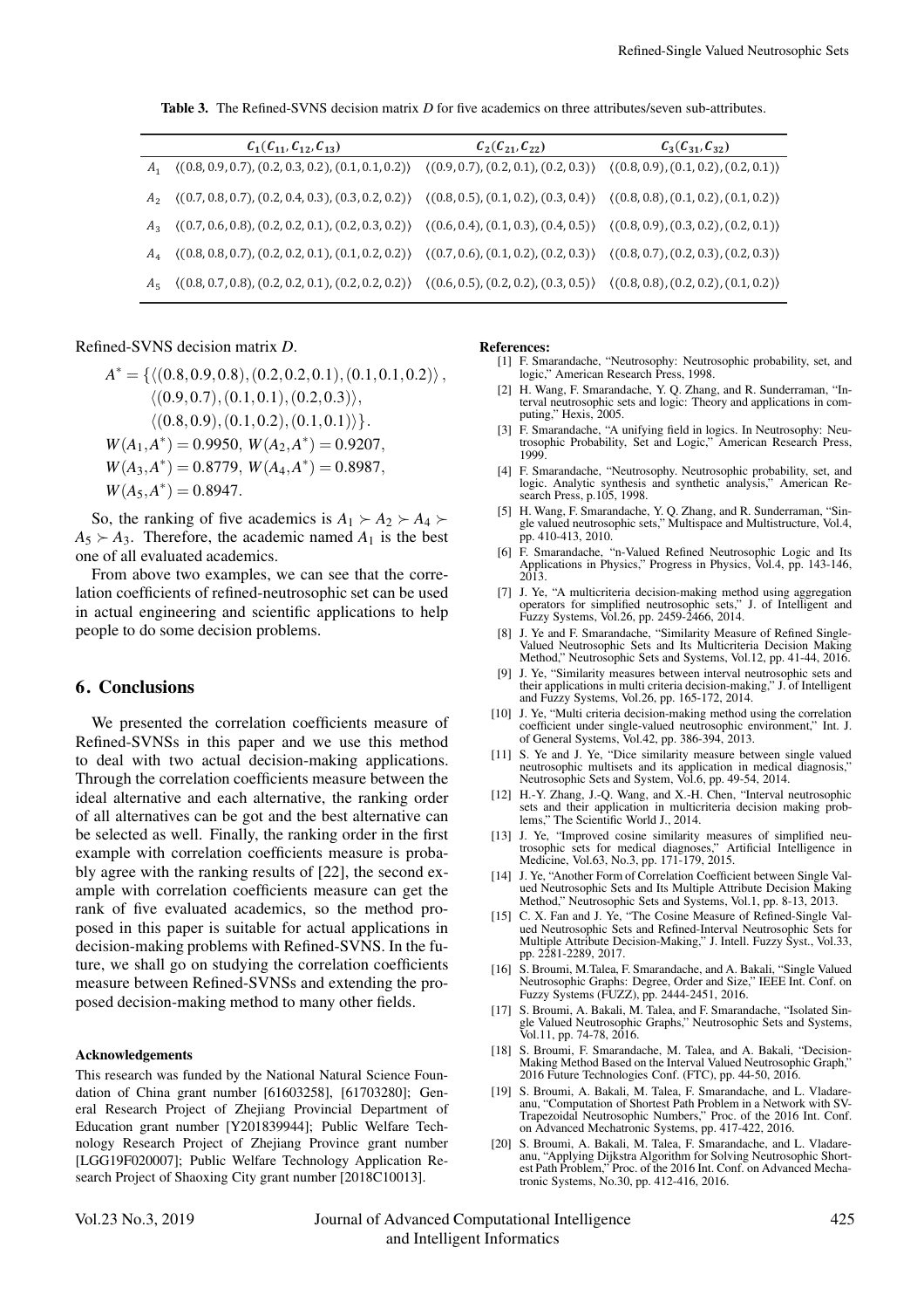**Table 3.** The Refined-SVNS decision matrix $D$ for five academics on three attributes/seven sub-attributes.

| | $C_1(C_{11}, C_{12}, C_{13})$ | $C_2(C_{21}, C_{22})$ | $C_3(C_{31}, C_{32})$ |
|---|---|---|---|
| $A_1$ | $\langle(0.8, 0.9, 0.7), (0.2, 0.3, 0.2), (0.1, 0.1, 0.2)\rangle$ | $\langle(0.9, 0.7), (0.2, 0.1), (0.2, 0.3)\rangle$ | $\langle(0.8, 0.9), (0.1, 0.2), (0.2, 0.1)\rangle$ |
| $A_2$ | $\langle(0.7, 0.8, 0.7), (0.2, 0.4, 0.3), (0.3, 0.2, 0.2)\rangle$ | $\langle(0.8, 0.5), (0.1, 0.2), (0.3, 0.4)\rangle$ | $\langle(0.8, 0.8), (0.1, 0.2), (0.1, 0.2)\rangle$ |
| $A_3$ | $\langle(0.7, 0.6, 0.8), (0.2, 0.2, 0.1), (0.2, 0.3, 0.2)\rangle$ | $\langle(0.6, 0.4), (0.1, 0.3), (0.4, 0.5)\rangle$ | $\langle(0.8, 0.9), (0.3, 0.2), (0.2, 0.1)\rangle$ |
| $A_4$ | $\langle(0.8, 0.8, 0.7), (0.2, 0.2, 0.1), (0.1, 0.2, 0.2)\rangle$ | $\langle(0.7, 0.6), (0.1, 0.2), (0.2, 0.3)\rangle$ | $\langle(0.8, 0.7), (0.2, 0.3), (0.2, 0.3)\rangle$ |
| $A_5$ | $\langle(0.8, 0.7, 0.8), (0.2, 0.2, 0.1), (0.2, 0.2, 0.2)\rangle$ | $\langle(0.6, 0.5), (0.2, 0.2), (0.3, 0.5)\rangle$ | $\langle(0.8, 0.8), (0.2, 0.2), (0.1, 0.2)\rangle$ |

Refined-SVNS decision matrix $D$.

$$A^* = \{\langle(0.8, 0.9, 0.8), (0.2, 0.2, 0.1), (0.1, 0.1, 0.2)\rangle, \langle(0.9, 0.7), (0.1, 0.1), (0.2, 0.3)\rangle, \langle(0.8, 0.9), (0.1, 0.2), (0.1, 0.1)\rangle\}.$$

$$W(A_1, A^*) = 0.9950,\ W(A_2, A^*) = 0.9207,$$
$$W(A_3, A^*) = 0.8779,\ W(A_4, A^*) = 0.8987,$$
$$W(A_5, A^*) = 0.8947.$$

So, the ranking of five academics is $A_1 \succ A_2 \succ A_4 \succ A_5 \succ A_3$. Therefore, the academic named $A_1$ is the best one of all evaluated academics.

From above two examples, we can see that the correlation coefficients of refined-neutrosophic set can be used in actual engineering and scientific applications to help people to do some decision problems.

## 6. Conclusions

We presented the correlation coefficients measure of Refined-SVNSs in this paper and we use this method to deal with two actual decision-making applications. Through the correlation coefficients measure between the ideal alternative and each alternative, the ranking order of all alternatives can be got and the best alternative can be selected as well. Finally, the ranking order in the first example with correlation coefficients measure is probably agree with the ranking results of [22], the second example with correlation coefficients measure can get the rank of five evaluated academics, so the method proposed in this paper is suitable for actual applications in decision-making problems with Refined-SVNS. In the future, we shall go on studying the correlation coefficients measure between Refined-SVNSs and extending the proposed decision-making method to many other fields.

#### Acknowledgements

This research was funded by the National Natural Science Foundation of China grant number [61603258], [61703280]; General Research Project of Zhejiang Provincial Department of Education grant number [Y201839944]; Public Welfare Technology Research Project of Zhejiang Province grant number [LGG19F020007]; Public Welfare Technology Application Research Project of Shaoxing City grant number [2018C10013].

#### References:

[1] F. Smarandache, "Neutrosophy: Neutrosophic probability, set, and logic," American Research Press, 1998.

[2] H. Wang, F. Smarandache, Y. Q. Zhang, and R. Sunderraman, "Interval neutrosophic sets and logic: Theory and applications in computing," Hexis, 2005.

[3] F. Smarandache, "A unifying field in logics. In Neutrosophy: Neutrosophic Probability, Set and Logic," American Research Press, 1999.

[4] F. Smarandache, "Neutrosophy. Neutrosophic probability, set, and logic. Analytic synthesis and synthetic analysis," American Research Press, p.105, 1998.

[5] H. Wang, F. Smarandache, Y. Q. Zhang, and R. Sunderraman, "Single valued neutrosophic sets," Multispace and Multistructure, Vol.4, pp. 410-413, 2010.

[6] F. Smarandache, "n-Valued Refined Neutrosophic Logic and Its Applications in Physics," Progress in Physics, Vol.4, pp. 143-146, 2013.

[7] J. Ye, "A multicriteria decision-making method using aggregation operators for simplified neutrosophic sets," J. of Intelligent and Fuzzy Systems, Vol.26, pp. 2459-2466, 2014.

[8] J. Ye and F. Smarandache, "Similarity Measure of Refined Single-Valued Neutrosophic Sets and Its Multicriteria Decision Making Method," Neutrosophic Sets and Systems, Vol.12, pp. 41-44, 2016.

[9] J. Ye, "Similarity measures between interval neutrosophic sets and their applications in multi criteria decision-making," J. of Intelligent and Fuzzy Systems, Vol.26, pp. 165-172, 2014.

[10] J. Ye, "Multi criteria decision-making method using the correlation coefficient under single-valued neutrosophic environment," Int. J. of General Systems, Vol.42, pp. 386-394, 2013.

[11] S. Ye and J. Ye, "Dice similarity measure between single valued neutrosophic multisets and its application in medical diagnosis," Neutrosophic Sets and System, Vol.6, pp. 49-54, 2014.

[12] H.-Y. Zhang, J.-Q. Wang, and X.-H. Chen, "Interval neutrosophic sets and their application in multicriteria decision making problems," The Scientific World J., 2014.

[13] J. Ye, "Improved cosine similarity measures of simplified neutrosophic sets for medical diagnoses," Artificial Intelligence in Medicine, Vol.63, No.3, pp. 171-179, 2015.

[14] J. Ye, "Another Form of Correlation Coefficient between Single Valued Neutrosophic Sets and Its Multiple Attribute Decision Making Method," Neutrosophic Sets and Systems, Vol.1, pp. 8-13, 2013.

[15] C. X. Fan and J. Ye, "The Cosine Measure of Refined-Single Valued Neutrosophic Sets and Refined-Interval Neutrosophic Sets for Multiple Attribute Decision-Making," J. Intell. Fuzzy Syst., Vol.33, pp. 2281-2289, 2017.

[16] S. Broumi, M.Talea, F. Smarandache, and A. Bakali, "Single Valued Neutrosophic Graphs: Degree, Order and Size," IEEE Int. Conf. on Fuzzy Systems (FUZZ), pp. 2444-2451, 2016.

[17] S. Broumi, A. Bakali, M. Talea, and F. Smarandache, "Isolated Single Valued Neutrosophic Graphs," Neutrosophic Sets and Systems, Vol.11, pp. 74-78, 2016.

[18] S. Broumi, F. Smarandache, M. Talea, and A. Bakali, "Decision-Making Method Based on the Interval Valued Neutrosophic Graph," 2016 Future Technologies Conf. (FTC), pp. 44-50, 2016.

[19] S. Broumi, A. Bakali, M. Talea, F. Smarandache, and L. Vladareanu, "Computation of Shortest Path Problem in a Network with SV-Trapezoidal Neutrosophic Numbers," Proc. of the 2016 Int. Conf. on Advanced Mechatronic Systems, pp. 417-422, 2016.

[20] S. Broumi, A. Bakali, M. Talea, F. Smarandache, and L. Vladareanu, "Applying Dijkstra Algorithm for Solving Neutrosophic Shortest Path Problem," Proc. of the 2016 Int. Conf. on Advanced Mechatronic Systems, No.30, pp. 412-416, 2016.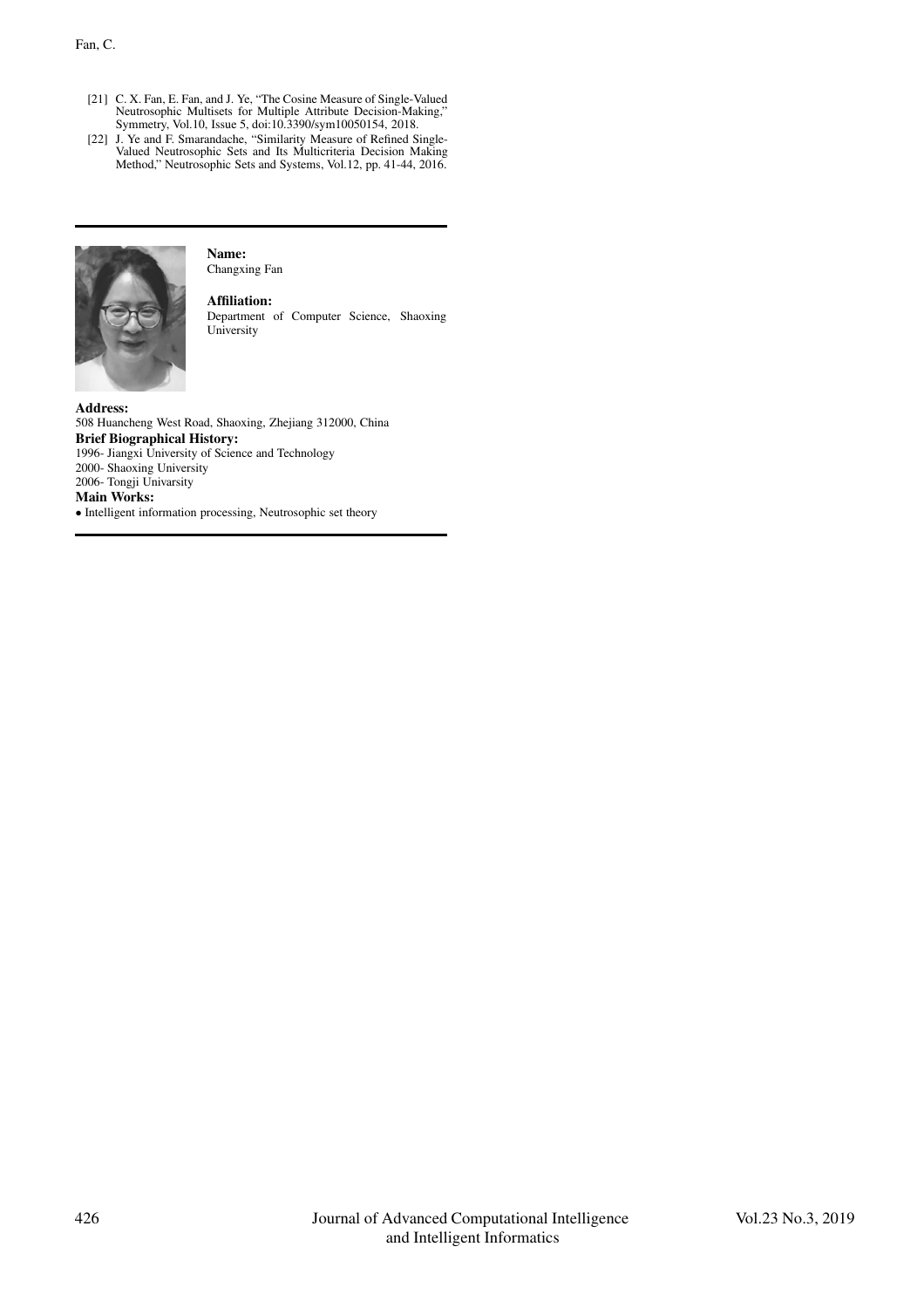[21] C. X. Fan, E. Fan, and J. Ye, "The Cosine Measure of Single-Valued Neutrosophic Multisets for Multiple Attribute Decision-Making," Symmetry, Vol.10, Issue 5, doi:10.3390/sym10050154, 2018.

[22] J. Ye and F. Smarandache, "Similarity Measure of Refined Single-Valued Neutrosophic Sets and Its Multicriteria Decision Making Method," Neutrosophic Sets and Systems, Vol.12, pp. 41-44, 2016.

**Name:**
Changxing Fan

**Affiliation:**
Department of Computer Science, Shaoxing University

**Address:**
508 Huancheng West Road, Shaoxing, Zhejiang 312000, China

**Brief Biographical History:**
1996- Jiangxi University of Science and Technology
2000- Shaoxing University
2006- Tongji Univarsity

**Main Works:**
- Intelligent information processing, Neutrosophic set theory